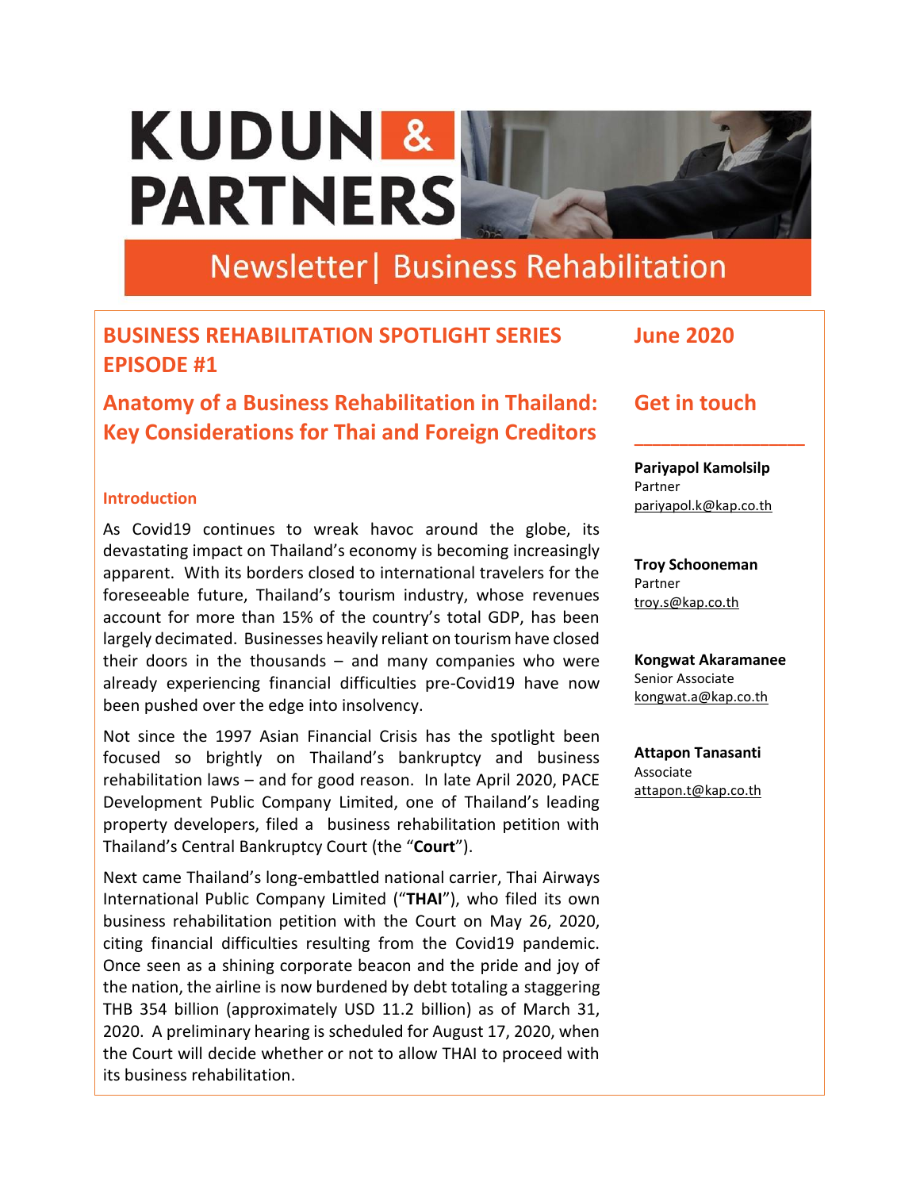# KUDUN & PARTNERS

## Newsletter | Business Rehabilitation

## BUSINESS REHABILITATION SPOTLIGHT SERIES EPISODE #1

## Anatomy of a Business Rehabilitation in Thailand: Key Considerations for Thai and Foreign Creditors

**June 2020**

### Introduction

As Covid19 continues to wreak havoc around the globe, its devastating impact on Thailand's economy is becoming increasingly apparent. With its borders closed to international travelers for the foreseeable future, Thailand's tourism industry, whose revenues account for more than 15% of the country's total GDP, has been largely decimated. Businesses heavily reliant on tourism have closed their doors in the thousands – and many companies who were already experiencing financial difficulties pre-Covid19 have now been pushed over the edge into insolvency.

Not since the 1997 Asian Financial Crisis has the spotlight been focused so brightly on Thailand's bankruptcy and business rehabilitation laws – and for good reason. In late April 2020, PACE Development Public Company Limited, one of Thailand's leading property developers, filed a business rehabilitation petition with Thailand's Central Bankruptcy Court (the "**Court**").

Next came Thailand's long-embattled national carrier, Thai Airways International Public Company Limited ("**THAI**"), who filed its own business rehabilitation petition with the Court on May 26, 2020, citing financial difficulties resulting from the Covid19 pandemic. Once seen as a shining corporate beacon and the pride and joy of the nation, the airline is now burdened by debt totaling a staggering THB 354 billion (approximately USD 11.2 billion) as of March 31, 2020. A preliminary hearing is scheduled for August 17, 2020, when the Court will decide whether or not to allow THAI to proceed with its business rehabilitation.

### Get in touch

**Pariyapol Kamolsilp**
Partner
pariyapol.k@kap.co.th

**Troy Schooneman**
Partner
troy.s@kap.co.th

**Kongwat Akaramanee**
Senior Associate
kongwat.a@kap.co.th

**Attapon Tanasanti**
Associate
attapon.t@kap.co.th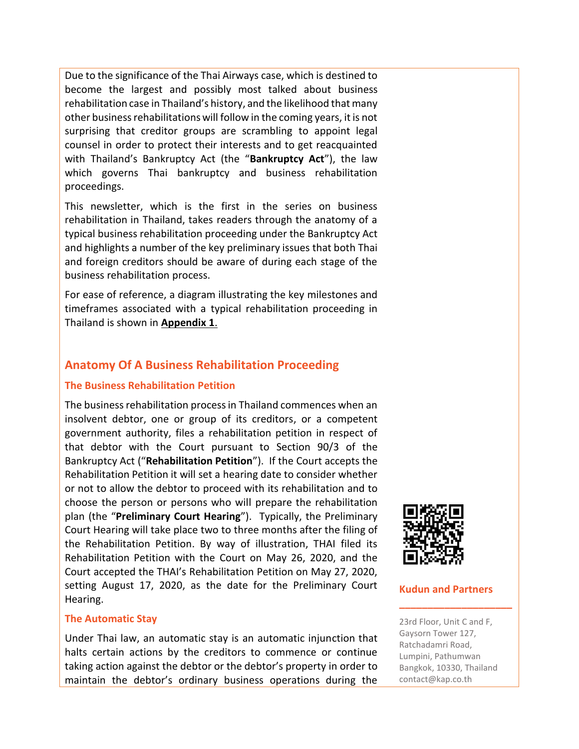Due to the significance of the Thai Airways case, which is destined to become the largest and possibly most talked about business rehabilitation case in Thailand's history, and the likelihood that many other business rehabilitations will follow in the coming years, it is not surprising that creditor groups are scrambling to appoint legal counsel in order to protect their interests and to get reacquainted with Thailand's Bankruptcy Act (the "**Bankruptcy Act**"), the law which governs Thai bankruptcy and business rehabilitation proceedings.

This newsletter, which is the first in the series on business rehabilitation in Thailand, takes readers through the anatomy of a typical business rehabilitation proceeding under the Bankruptcy Act and highlights a number of the key preliminary issues that both Thai and foreign creditors should be aware of during each stage of the business rehabilitation process.

For ease of reference, a diagram illustrating the key milestones and timeframes associated with a typical rehabilitation proceeding in Thailand is shown in **Appendix 1**.

## Anatomy Of A Business Rehabilitation Proceeding

### The Business Rehabilitation Petition

The business rehabilitation process in Thailand commences when an insolvent debtor, one or group of its creditors, or a competent government authority, files a rehabilitation petition in respect of that debtor with the Court pursuant to Section 90/3 of the Bankruptcy Act ("**Rehabilitation Petition**"). If the Court accepts the Rehabilitation Petition it will set a hearing date to consider whether or not to allow the debtor to proceed with its rehabilitation and to choose the person or persons who will prepare the rehabilitation plan (the "**Preliminary Court Hearing**"). Typically, the Preliminary Court Hearing will take place two to three months after the filing of the Rehabilitation Petition. By way of illustration, THAI filed its Rehabilitation Petition with the Court on May 26, 2020, and the Court accepted the THAI's Rehabilitation Petition on May 27, 2020, setting August 17, 2020, as the date for the Preliminary Court Hearing.

### The Automatic Stay

Under Thai law, an automatic stay is an automatic injunction that halts certain actions by the creditors to commence or continue taking action against the debtor or the debtor's property in order to maintain the debtor's ordinary business operations during the

**Kudun and Partners**

23rd Floor, Unit C and F,
Gaysorn Tower 127,
Ratchadamri Road,
Lumpini, Pathumwan
Bangkok, 10330, Thailand
contact@kap.co.th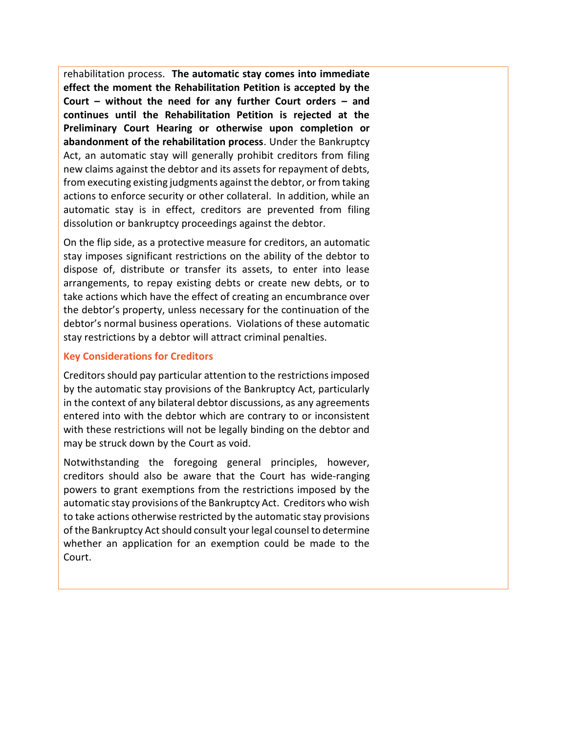rehabilitation process. **The automatic stay comes into immediate effect the moment the Rehabilitation Petition is accepted by the Court – without the need for any further Court orders – and continues until the Rehabilitation Petition is rejected at the Preliminary Court Hearing or otherwise upon completion or abandonment of the rehabilitation process**. Under the Bankruptcy Act, an automatic stay will generally prohibit creditors from filing new claims against the debtor and its assets for repayment of debts, from executing existing judgments against the debtor, or from taking actions to enforce security or other collateral. In addition, while an automatic stay is in effect, creditors are prevented from filing dissolution or bankruptcy proceedings against the debtor.

On the flip side, as a protective measure for creditors, an automatic stay imposes significant restrictions on the ability of the debtor to dispose of, distribute or transfer its assets, to enter into lease arrangements, to repay existing debts or create new debts, or to take actions which have the effect of creating an encumbrance over the debtor's property, unless necessary for the continuation of the debtor's normal business operations. Violations of these automatic stay restrictions by a debtor will attract criminal penalties.

### Key Considerations for Creditors

Creditors should pay particular attention to the restrictions imposed by the automatic stay provisions of the Bankruptcy Act, particularly in the context of any bilateral debtor discussions, as any agreements entered into with the debtor which are contrary to or inconsistent with these restrictions will not be legally binding on the debtor and may be struck down by the Court as void.

Notwithstanding the foregoing general principles, however, creditors should also be aware that the Court has wide-ranging powers to grant exemptions from the restrictions imposed by the automatic stay provisions of the Bankruptcy Act. Creditors who wish to take actions otherwise restricted by the automatic stay provisions of the Bankruptcy Act should consult your legal counsel to determine whether an application for an exemption could be made to the Court.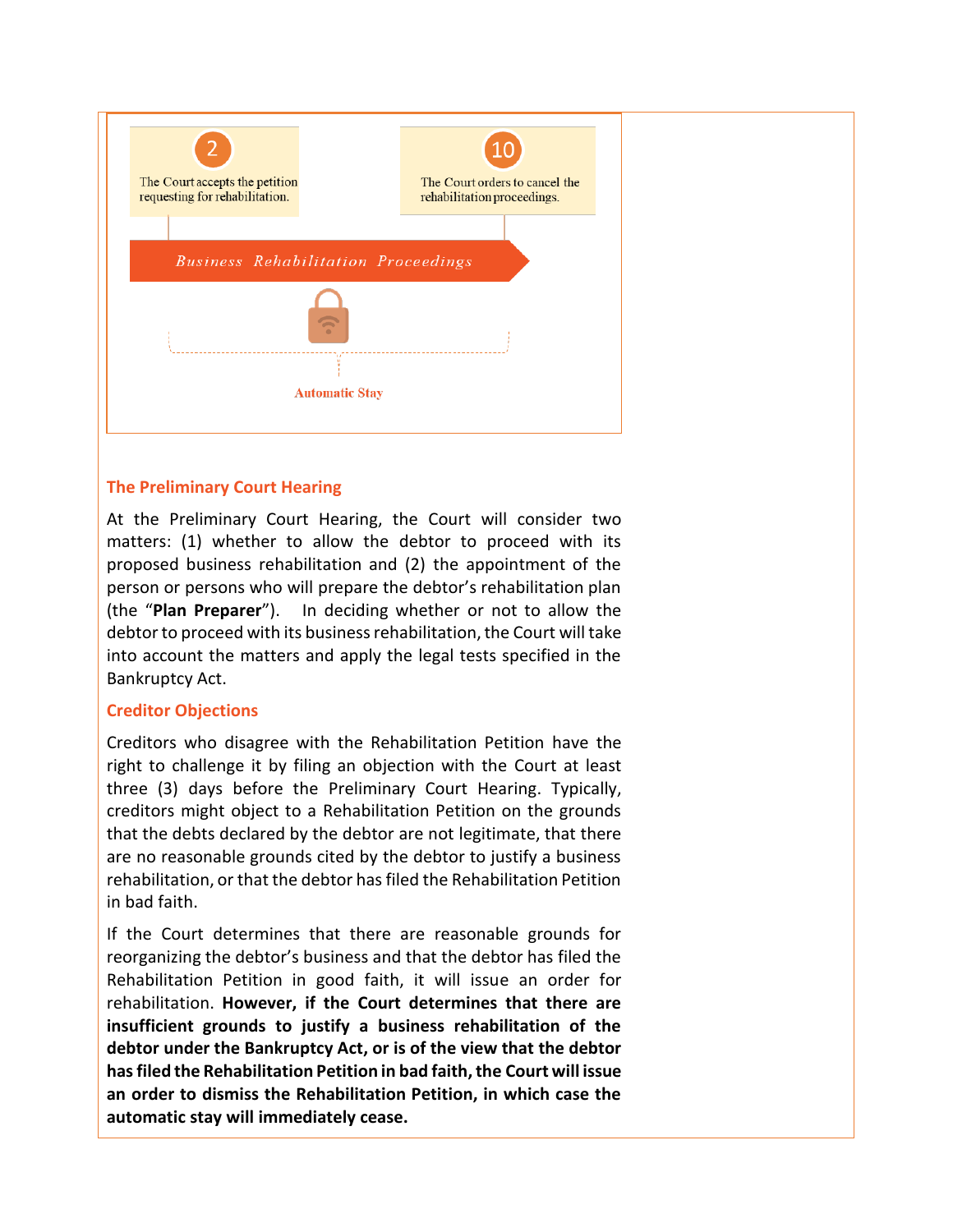2

The Court accepts the petition requesting for rehabilitation.

10

The Court orders to cancel the rehabilitation proceedings.

*Business Rehabilitation Proceedings*

**Automatic Stay**

### The Preliminary Court Hearing

At the Preliminary Court Hearing, the Court will consider two matters: (1) whether to allow the debtor to proceed with its proposed business rehabilitation and (2) the appointment of the person or persons who will prepare the debtor's rehabilitation plan (the "**Plan Preparer**"). In deciding whether or not to allow the debtor to proceed with its business rehabilitation, the Court will take into account the matters and apply the legal tests specified in the Bankruptcy Act.

### Creditor Objections

Creditors who disagree with the Rehabilitation Petition have the right to challenge it by filing an objection with the Court at least three (3) days before the Preliminary Court Hearing. Typically, creditors might object to a Rehabilitation Petition on the grounds that the debts declared by the debtor are not legitimate, that there are no reasonable grounds cited by the debtor to justify a business rehabilitation, or that the debtor has filed the Rehabilitation Petition in bad faith.

If the Court determines that there are reasonable grounds for reorganizing the debtor's business and that the debtor has filed the Rehabilitation Petition in good faith, it will issue an order for rehabilitation. **However, if the Court determines that there are insufficient grounds to justify a business rehabilitation of the debtor under the Bankruptcy Act, or is of the view that the debtor has filed the Rehabilitation Petition in bad faith, the Court will issue an order to dismiss the Rehabilitation Petition, in which case the automatic stay will immediately cease.**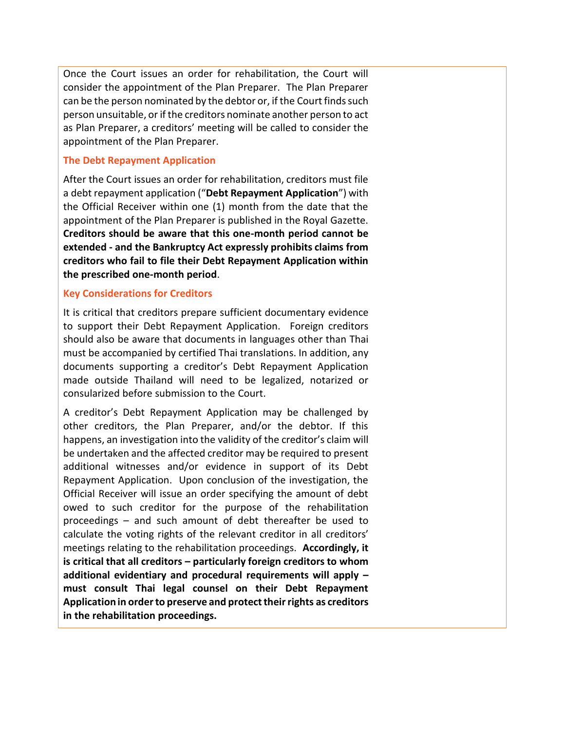Once the Court issues an order for rehabilitation, the Court will consider the appointment of the Plan Preparer. The Plan Preparer can be the person nominated by the debtor or, if the Court finds such person unsuitable, or if the creditors nominate another person to act as Plan Preparer, a creditors' meeting will be called to consider the appointment of the Plan Preparer.

### The Debt Repayment Application

After the Court issues an order for rehabilitation, creditors must file a debt repayment application ("**Debt Repayment Application**") with the Official Receiver within one (1) month from the date that the appointment of the Plan Preparer is published in the Royal Gazette. **Creditors should be aware that this one-month period cannot be extended - and the Bankruptcy Act expressly prohibits claims from creditors who fail to file their Debt Repayment Application within the prescribed one-month period**.

### Key Considerations for Creditors

It is critical that creditors prepare sufficient documentary evidence to support their Debt Repayment Application. Foreign creditors should also be aware that documents in languages other than Thai must be accompanied by certified Thai translations. In addition, any documents supporting a creditor's Debt Repayment Application made outside Thailand will need to be legalized, notarized or consularized before submission to the Court.

A creditor's Debt Repayment Application may be challenged by other creditors, the Plan Preparer, and/or the debtor. If this happens, an investigation into the validity of the creditor's claim will be undertaken and the affected creditor may be required to present additional witnesses and/or evidence in support of its Debt Repayment Application. Upon conclusion of the investigation, the Official Receiver will issue an order specifying the amount of debt owed to such creditor for the purpose of the rehabilitation proceedings – and such amount of debt thereafter be used to calculate the voting rights of the relevant creditor in all creditors' meetings relating to the rehabilitation proceedings. **Accordingly, it is critical that all creditors – particularly foreign creditors to whom additional evidentiary and procedural requirements will apply – must consult Thai legal counsel on their Debt Repayment Application in order to preserve and protect their rights as creditors in the rehabilitation proceedings.**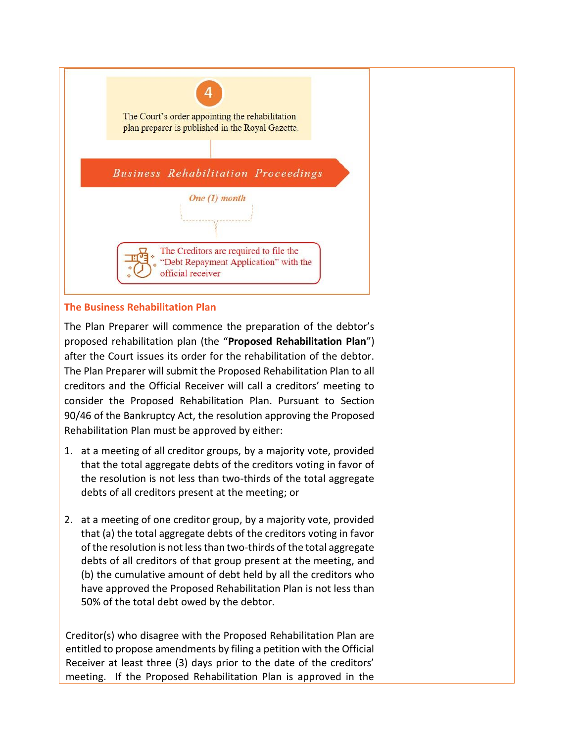4

The Court's order appointing the rehabilitation plan preparer is published in the Royal Gazette.

*Business Rehabilitation Proceedings*

*One (1) month*

The Creditors are required to file the "Debt Repayment Application" with the official receiver

## The Business Rehabilitation Plan

The Plan Preparer will commence the preparation of the debtor's proposed rehabilitation plan (the "**Proposed Rehabilitation Plan**") after the Court issues its order for the rehabilitation of the debtor. The Plan Preparer will submit the Proposed Rehabilitation Plan to all creditors and the Official Receiver will call a creditors' meeting to consider the Proposed Rehabilitation Plan. Pursuant to Section 90/46 of the Bankruptcy Act, the resolution approving the Proposed Rehabilitation Plan must be approved by either:

1. at a meeting of all creditor groups, by a majority vote, provided that the total aggregate debts of the creditors voting in favor of the resolution is not less than two-thirds of the total aggregate debts of all creditors present at the meeting; or

2. at a meeting of one creditor group, by a majority vote, provided that (a) the total aggregate debts of the creditors voting in favor of the resolution is not less than two-thirds of the total aggregate debts of all creditors of that group present at the meeting, and (b) the cumulative amount of debt held by all the creditors who have approved the Proposed Rehabilitation Plan is not less than 50% of the total debt owed by the debtor.

Creditor(s) who disagree with the Proposed Rehabilitation Plan are entitled to propose amendments by filing a petition with the Official Receiver at least three (3) days prior to the date of the creditors' meeting. If the Proposed Rehabilitation Plan is approved in the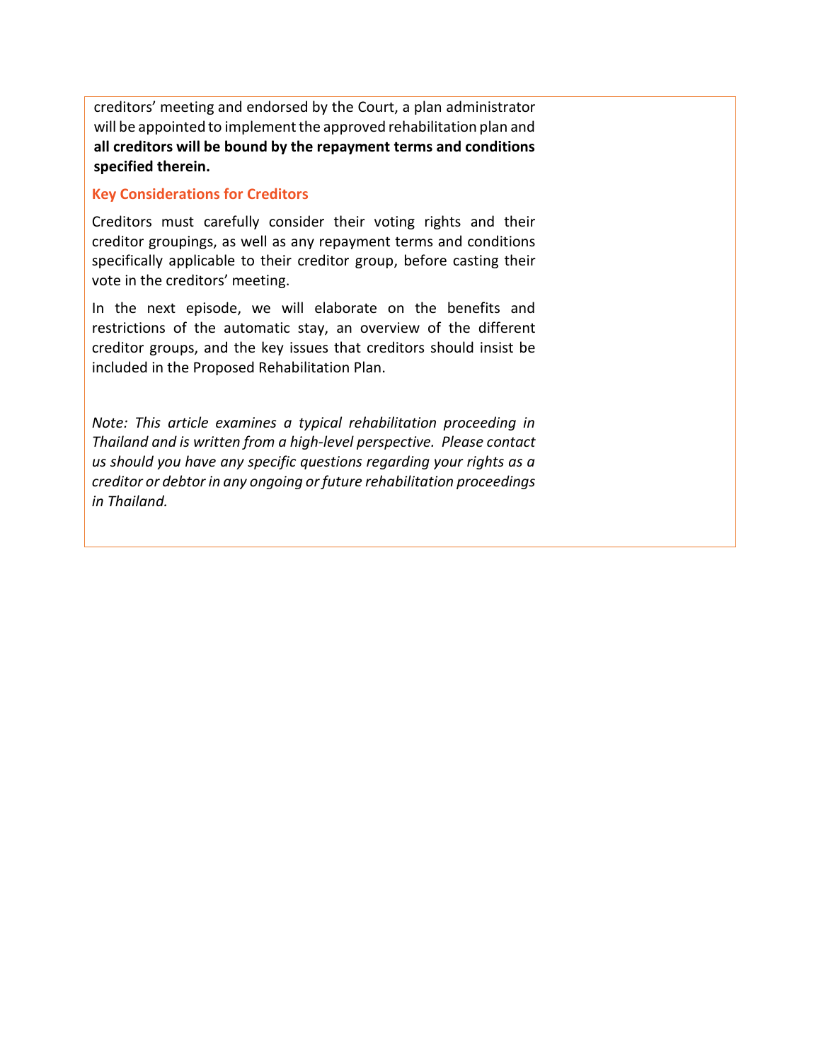creditors' meeting and endorsed by the Court, a plan administrator will be appointed to implement the approved rehabilitation plan and **all creditors will be bound by the repayment terms and conditions specified therein.**

### Key Considerations for Creditors

Creditors must carefully consider their voting rights and their creditor groupings, as well as any repayment terms and conditions specifically applicable to their creditor group, before casting their vote in the creditors' meeting.

In the next episode, we will elaborate on the benefits and restrictions of the automatic stay, an overview of the different creditor groups, and the key issues that creditors should insist be included in the Proposed Rehabilitation Plan.

*Note: This article examines a typical rehabilitation proceeding in Thailand and is written from a high-level perspective. Please contact us should you have any specific questions regarding your rights as a creditor or debtor in any ongoing or future rehabilitation proceedings in Thailand.*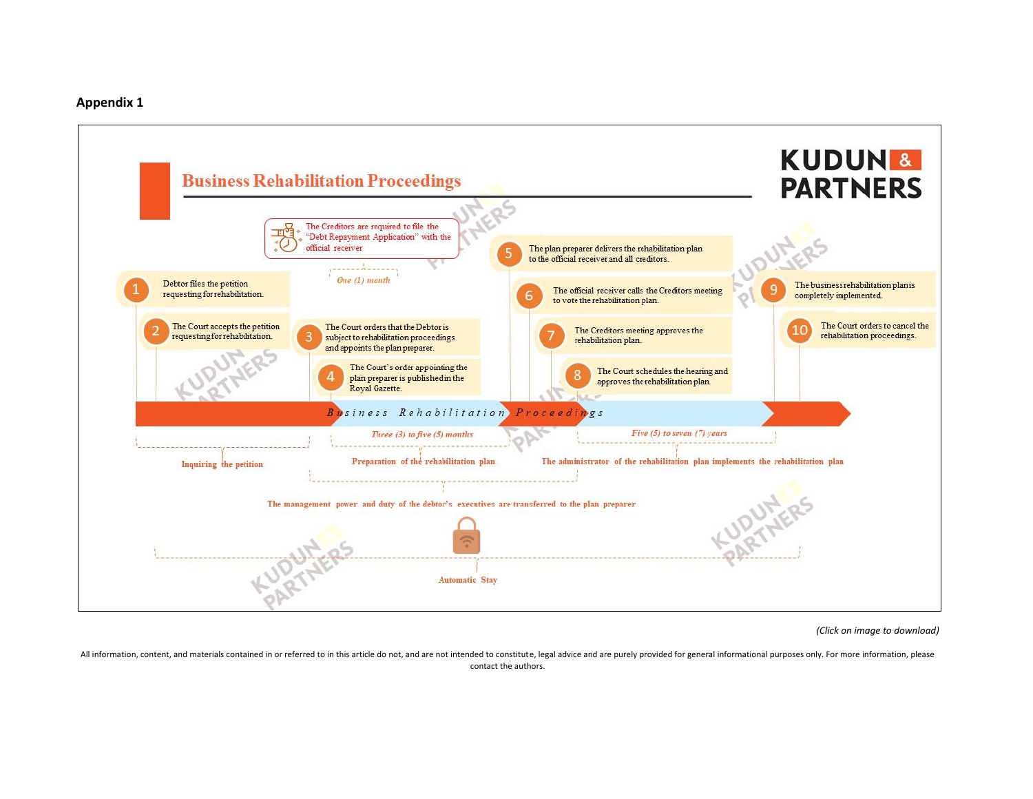**Appendix 1**

Business Rehabilitation Proceedings

KUDUN & PARTNERS

The Creditors are required to file the "Debt Repayment Application" with the official receiver

One (1) month

1 Debtor files the petition requesting for rehabilitation.

2 The Court accepts the petition requesting for rehabilitation.

3 The Court orders that the Debtor is subject to rehabilitation proceedings and appoints the plan preparer.

4 The Court's order appointing the plan preparer is published in the Royal Gazette.

5 The plan preparer delivers the rehabilitation plan to the official receiver and all creditors.

6 The official receiver calls the Creditors meeting to vote the rehabilitation plan.

7 The Creditors meeting approves the rehabilitation plan.

8 The Court schedules the hearing and approves the rehabilitation plan.

9 The business rehabilitation plan is completely implemented.

10 The Court orders to cancel the rehabilitation proceedings.

Business Rehabilitation Proceedings

Three (3) to five (5) months

Five (5) to seven (7) years

Inquiring the petition

Preparation of the rehabilitation plan

The administrator of the rehabilitation plan implements the rehabilitation plan

The management power and duty of the debtor's executives are transferred to the plan preparer

Automatic Stay

*(Click on image to download)*

All information, content, and materials contained in or referred to in this article do not, and are not intended to constitute, legal advice and are purely provided for general informational purposes only. For more information, please contact the authors.